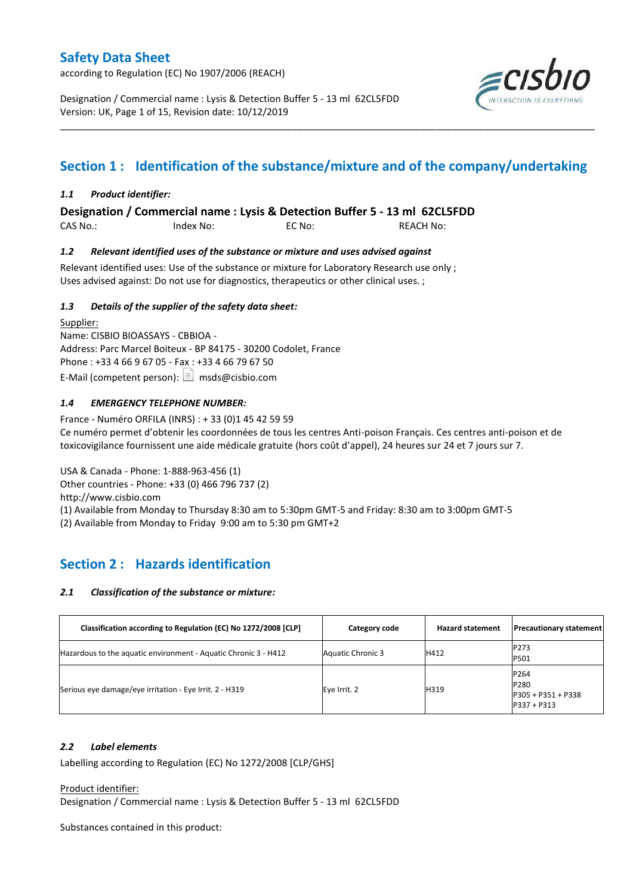# Section 1 : Identification of the substance/mixture and of the company/undertaking

### *1.1 Product identifier:*

**Designation / Commercial name : Lysis & Detection Buffer 5 - 13 ml 62CL5FDD**

CAS No.: Index No: EC No: REACH No:

### *1.2 Relevant identified uses of the substance or mixture and uses advised against*

Relevant identified uses: Use of the substance or mixture for Laboratory Research use only ;
Uses advised against: Do not use for diagnostics, therapeutics or other clinical uses. ;

### *1.3 Details of the supplier of the safety data sheet:*

Supplier:
Name: CISBIO BIOASSAYS - CBBIOA -
Address: Parc Marcel Boiteux - BP 84175 - 30200 Codolet, France
Phone : +33 4 66 9 67 05 - Fax : +33 4 66 79 67 50
E-Mail (competent person): msds@cisbio.com

### *1.4 EMERGENCY TELEPHONE NUMBER:*

France - Numéro ORFILA (INRS) : + 33 (0)1 45 42 59 59
Ce numéro permet d'obtenir les coordonnées de tous les centres Anti-poison Français. Ces centres anti-poison et de toxicovigilance fournissent une aide médicale gratuite (hors coût d'appel), 24 heures sur 24 et 7 jours sur 7.

USA & Canada - Phone: 1-888-963-456 (1)
Other countries - Phone: +33 (0) 466 796 737 (2)
http://www.cisbio.com
(1) Available from Monday to Thursday 8:30 am to 5:30pm GMT-5 and Friday: 8:30 am to 3:00pm GMT-5
(2) Available from Monday to Friday 9:00 am to 5:30 pm GMT+2

# Section 2 : Hazards identification

### *2.1 Classification of the substance or mixture:*

| Classification according to Regulation (EC) No 1272/2008 [CLP] | Category code | Hazard statement | Precautionary statement |
|---|---|---|---|
| Hazardous to the aquatic environment - Aquatic Chronic 3 - H412 | Aquatic Chronic 3 | H412 | P273<br>P501 |
| Serious eye damage/eye irritation - Eye Irrit. 2 - H319 | Eye Irrit. 2 | H319 | P264<br>P280<br>P305 + P351 + P338<br>P337 + P313 |

### *2.2 Label elements*

Labelling according to Regulation (EC) No 1272/2008 [CLP/GHS]

Product identifier:
Designation / Commercial name : Lysis & Detection Buffer 5 - 13 ml 62CL5FDD

Substances contained in this product: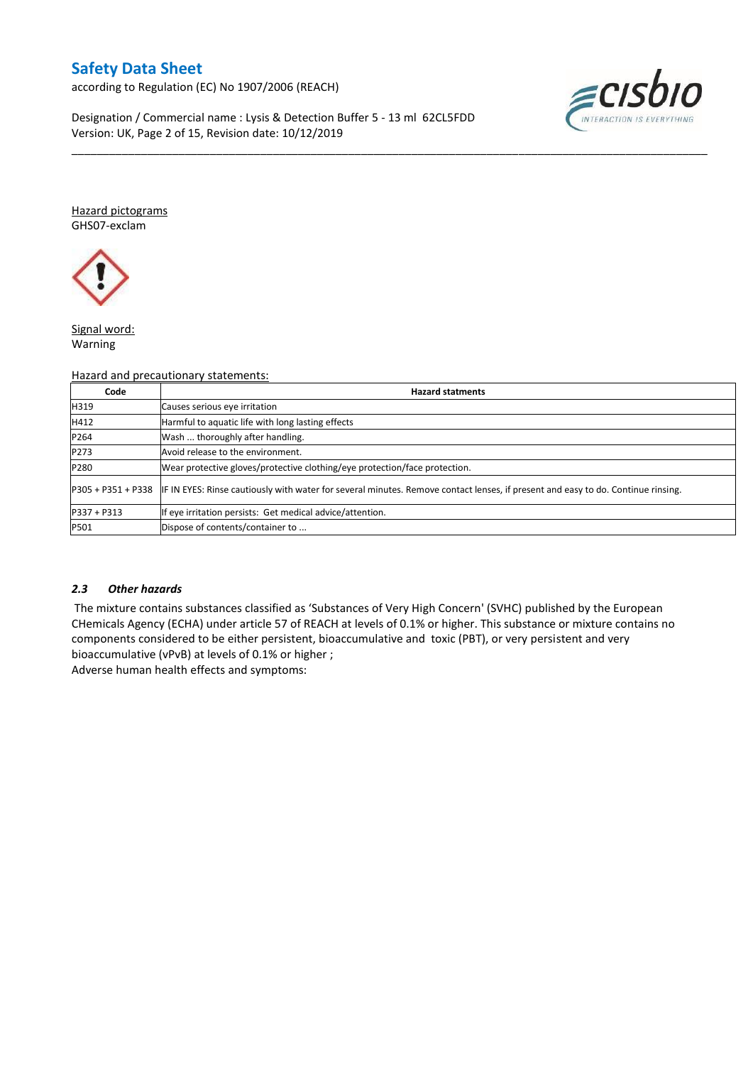Hazard pictograms
GHS07-exclam

Signal word:
Warning

Hazard and precautionary statements:

| Code | Hazard statments |
| --- | --- |
| H319 | Causes serious eye irritation |
| H412 | Harmful to aquatic life with long lasting effects |
| P264 | Wash ... thoroughly after handling. |
| P273 | Avoid release to the environment. |
| P280 | Wear protective gloves/protective clothing/eye protection/face protection. |
| P305 + P351 + P338 | IF IN EYES: Rinse cautiously with water for several minutes. Remove contact lenses, if present and easy to do. Continue rinsing. |
| P337 + P313 | If eye irritation persists: Get medical advice/attention. |
| P501 | Dispose of contents/container to ... |

### *2.3 Other hazards*

The mixture contains substances classified as 'Substances of Very High Concern' (SVHC) published by the European CHemicals Agency (ECHA) under article 57 of REACH at levels of 0.1% or higher. This substance or mixture contains no components considered to be either persistent, bioaccumulative and toxic (PBT), or very persistent and very bioaccumulative (vPvB) at levels of 0.1% or higher ;
Adverse human health effects and symptoms: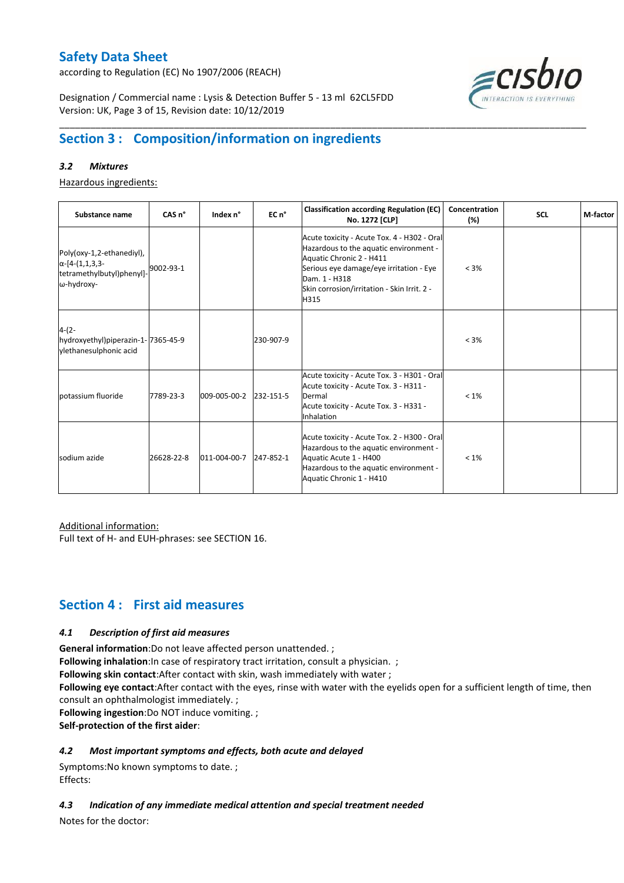# Section 3 : Composition/information on ingredients

### *3.2 Mixtures*

Hazardous ingredients:

| Substance name | CAS n° | Index n° | EC n° | Classification according Regulation (EC) No. 1272 [CLP] | Concentration (%) | SCL | M-factor |
|---|---|---|---|---|---|---|---|
| Poly(oxy-1,2-ethanediyl), α-[4-(1,1,3,3-tetramethylbutyl)phenyl]-ω-hydroxy- | 9002-93-1 | | | Acute toxicity - Acute Tox. 4 - H302 - Oral<br>Hazardous to the aquatic environment - Aquatic Chronic 2 - H411<br>Serious eye damage/eye irritation - Eye Dam. 1 - H318<br>Skin corrosion/irritation - Skin Irrit. 2 - H315 | < 3% | | |
| 4-(2-hydroxyethyl)piperazin-1-ylethanesulphonic acid | 7365-45-9 | | 230-907-9 | | < 3% | | |
| potassium fluoride | 7789-23-3 | 009-005-00-2 | 232-151-5 | Acute toxicity - Acute Tox. 3 - H301 - Oral<br>Acute toxicity - Acute Tox. 3 - H311 - Dermal<br>Acute toxicity - Acute Tox. 3 - H331 - Inhalation | < 1% | | |
| sodium azide | 26628-22-8 | 011-004-00-7 | 247-852-1 | Acute toxicity - Acute Tox. 2 - H300 - Oral<br>Hazardous to the aquatic environment - Aquatic Acute 1 - H400<br>Hazardous to the aquatic environment - Aquatic Chronic 1 - H410 | < 1% | | |

Additional information:

Full text of H- and EUH-phrases: see SECTION 16.

# Section 4 : First aid measures

### *4.1 Description of first aid measures*

**General information**:Do not leave affected person unattended. ;

**Following inhalation**:In case of respiratory tract irritation, consult a physician. ;

**Following skin contact**:After contact with skin, wash immediately with water ;

**Following eye contact**:After contact with the eyes, rinse with water with the eyelids open for a sufficient length of time, then consult an ophthalmologist immediately. ;

**Following ingestion**:Do NOT induce vomiting. ;

**Self-protection of the first aider**:

### *4.2 Most important symptoms and effects, both acute and delayed*

Symptoms:No known symptoms to date. ;

Effects:

### *4.3 Indication of any immediate medical attention and special treatment needed*

Notes for the doctor: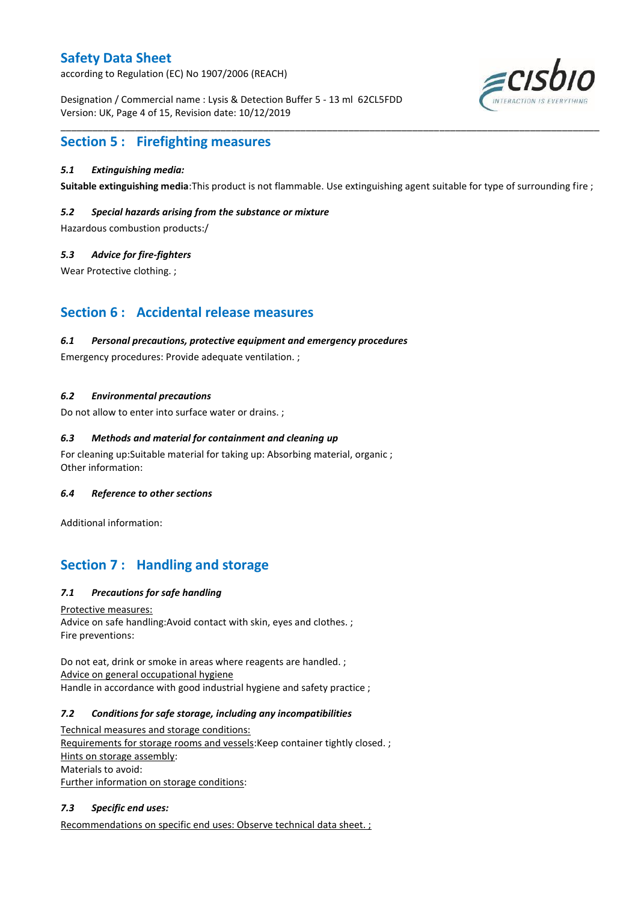## Section 5 : Firefighting measures

### *5.1 Extinguishing media:*

**Suitable extinguishing media**:This product is not flammable. Use extinguishing agent suitable for type of surrounding fire ;

### *5.2 Special hazards arising from the substance or mixture*

Hazardous combustion products:/

### *5.3 Advice for fire-fighters*

Wear Protective clothing. ;

## Section 6 : Accidental release measures

### *6.1 Personal precautions, protective equipment and emergency procedures*

Emergency procedures: Provide adequate ventilation. ;

### *6.2 Environmental precautions*

Do not allow to enter into surface water or drains. ;

### *6.3 Methods and material for containment and cleaning up*

For cleaning up:Suitable material for taking up: Absorbing material, organic ;
Other information:

### *6.4 Reference to other sections*

Additional information:

## Section 7 : Handling and storage

### *7.1 Precautions for safe handling*

Protective measures:
Advice on safe handling:Avoid contact with skin, eyes and clothes. ;
Fire preventions:

Do not eat, drink or smoke in areas where reagents are handled. ;
Advice on general occupational hygiene
Handle in accordance with good industrial hygiene and safety practice ;

### *7.2 Conditions for safe storage, including any incompatibilities*

Technical measures and storage conditions:
Requirements for storage rooms and vessels:Keep container tightly closed. ;
Hints on storage assembly:
Materials to avoid:
Further information on storage conditions:

### *7.3 Specific end uses:*

Recommendations on specific end uses: Observe technical data sheet. ;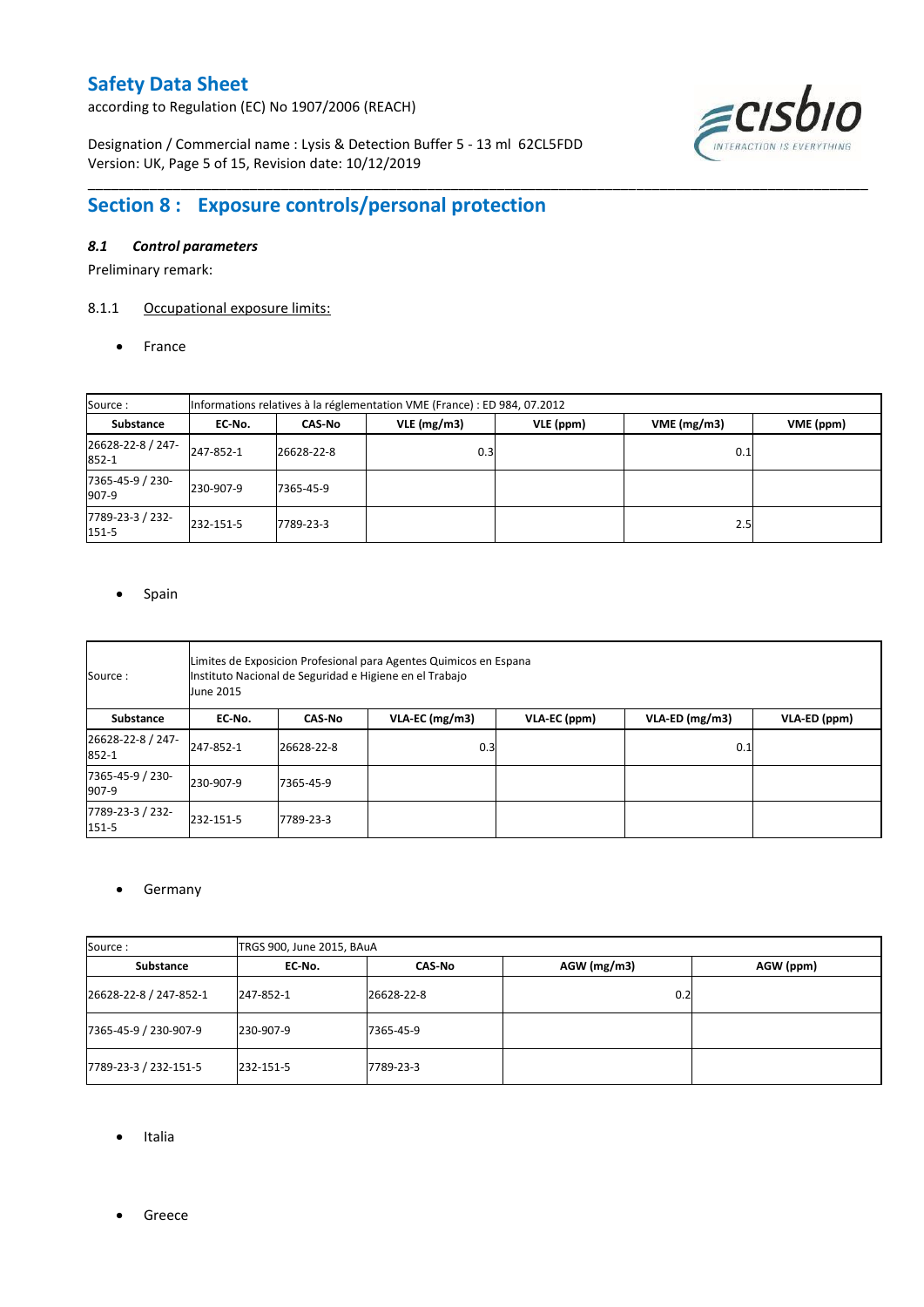## Section 8 : Exposure controls/personal protection

### *8.1 Control parameters*

Preliminary remark:

8.1.1 Occupational exposure limits:

- France

| Source : | Informations relatives à la réglementation VME (France) : ED 984, 07.2012 | | | | | |
|---|---|---|---|---|---|---|
| **Substance** | **EC-No.** | **CAS-No** | **VLE (mg/m3)** | **VLE (ppm)** | **VME (mg/m3)** | **VME (ppm)** |
| 26628-22-8 / 247-852-1 | 247-852-1 | 26628-22-8 | 0.3 | | 0.1 | |
| 7365-45-9 / 230-907-9 | 230-907-9 | 7365-45-9 | | | | |
| 7789-23-3 / 232-151-5 | 232-151-5 | 7789-23-3 | | | 2.5 | |

- Spain

| Source : | Limites de Exposicion Profesional para Agentes Quimicos en Espana<br>Instituto Nacional de Seguridad e Higiene en el Trabajo<br>June 2015 | | | | | |
|---|---|---|---|---|---|---|
| **Substance** | **EC-No.** | **CAS-No** | **VLA-EC (mg/m3)** | **VLA-EC (ppm)** | **VLA-ED (mg/m3)** | **VLA-ED (ppm)** |
| 26628-22-8 / 247-852-1 | 247-852-1 | 26628-22-8 | 0.3 | | 0.1 | |
| 7365-45-9 / 230-907-9 | 230-907-9 | 7365-45-9 | | | | |
| 7789-23-3 / 232-151-5 | 232-151-5 | 7789-23-3 | | | | |

- Germany

| Source : | TRGS 900, June 2015, BAuA | | | |
|---|---|---|---|---|
| **Substance** | **EC-No.** | **CAS-No** | **AGW (mg/m3)** | **AGW (ppm)** |
| 26628-22-8 / 247-852-1 | 247-852-1 | 26628-22-8 | 0.2 | |
| 7365-45-9 / 230-907-9 | 230-907-9 | 7365-45-9 | | |
| 7789-23-3 / 232-151-5 | 232-151-5 | 7789-23-3 | | |

- Italia

- Greece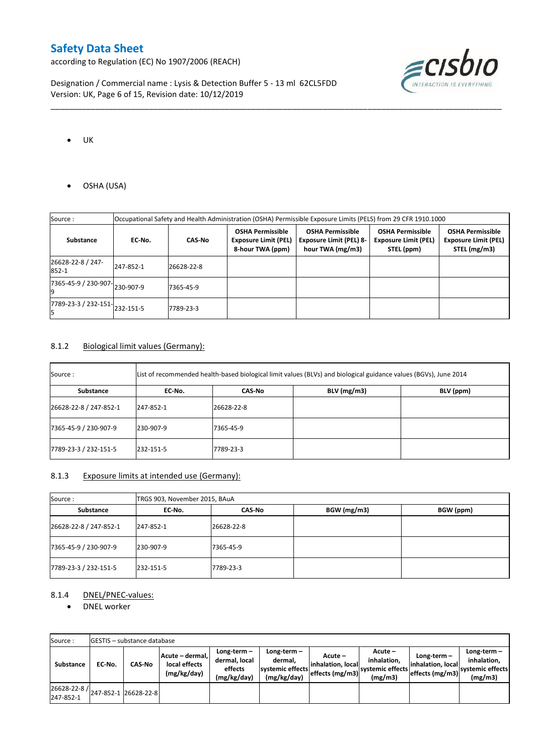- UK

- OSHA (USA)

| Source : | Occupational Safety and Health Administration (OSHA) Permissible Exposure Limits (PELS) from 29 CFR 1910.1000 | | | | | |
|---|---|---|---|---|---|---|
| **Substance** | **EC-No.** | **CAS-No** | **OSHA Permissible Exposure Limit (PEL) 8-hour TWA (ppm)** | **OSHA Permissible Exposure Limit (PEL) 8-hour TWA (mg/m3)** | **OSHA Permissible Exposure Limit (PEL) STEL (ppm)** | **OSHA Permissible Exposure Limit (PEL) STEL (mg/m3)** |
| 26628-22-8 / 247-852-1 | 247-852-1 | 26628-22-8 | | | | |
| 7365-45-9 / 230-907-9 | 230-907-9 | 7365-45-9 | | | | |
| 7789-23-3 / 232-151-5 | 232-151-5 | 7789-23-3 | | | | |

## 8.1.2 Biological limit values (Germany):

| Source : | List of recommended health-based biological limit values (BLVs) and biological guidance values (BGVs), June 2014 | | | |
|---|---|---|---|---|
| **Substance** | **EC-No.** | **CAS-No** | **BLV (mg/m3)** | **BLV (ppm)** |
| 26628-22-8 / 247-852-1 | 247-852-1 | 26628-22-8 | | |
| 7365-45-9 / 230-907-9 | 230-907-9 | 7365-45-9 | | |
| 7789-23-3 / 232-151-5 | 232-151-5 | 7789-23-3 | | |

## 8.1.3 Exposure limits at intended use (Germany):

| Source : | TRGS 903, November 2015, BAuA | | | |
|---|---|---|---|---|
| **Substance** | **EC-No.** | **CAS-No** | **BGW (mg/m3)** | **BGW (ppm)** |
| 26628-22-8 / 247-852-1 | 247-852-1 | 26628-22-8 | | |
| 7365-45-9 / 230-907-9 | 230-907-9 | 7365-45-9 | | |
| 7789-23-3 / 232-151-5 | 232-151-5 | 7789-23-3 | | |

## 8.1.4 DNEL/PNEC-values:

- DNEL worker

| Source : | GESTIS – substance database | | | | | | | | |
|---|---|---|---|---|---|---|---|---|---|
| **Substance** | **EC-No.** | **CAS-No** | **Acute – dermal, local effects (mg/kg/day)** | **Long-term – dermal, local effects (mg/kg/day)** | **Long-term – dermal, systemic effects (mg/kg/day)** | **Acute – inhalation, local effects (mg/m3)** | **Acute – inhalation, systemic effects (mg/m3)** | **Long-term – inhalation, local effects (mg/m3)** | **Long-term – inhalation, systemic effects (mg/m3)** |
| 26628-22-8 / 247-852-1 | 247-852-1 | 26628-22-8 | | | | | | | |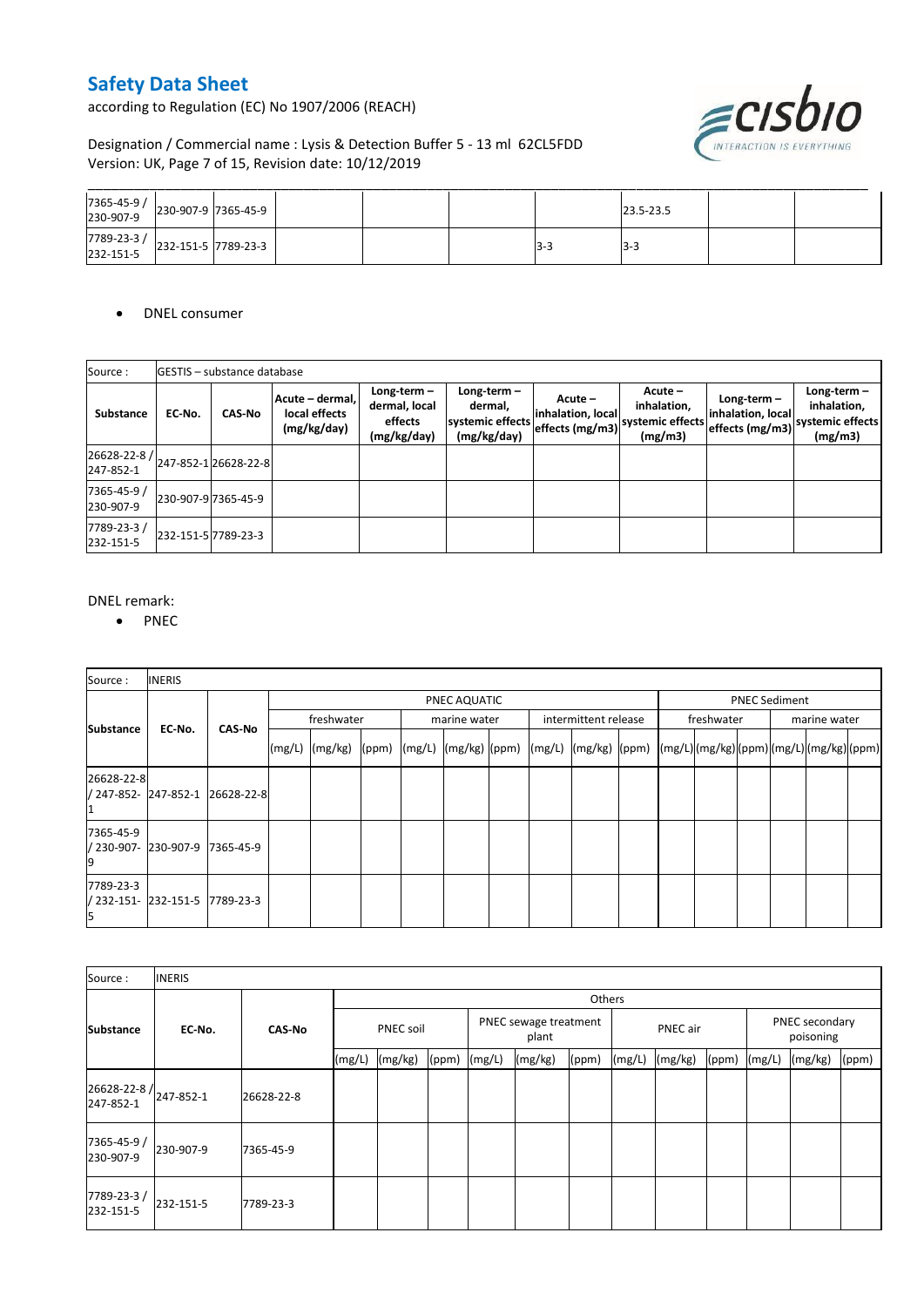| | | | | | | | | | |
|---|---|---|---|---|---|---|---|---|---|
| 7365-45-9 / 230-907-9 | 230-907-9 | 7365-45-9 | | | | | 23.5-23.5 | | |
| 7789-23-3 / 232-151-5 | 232-151-5 | 7789-23-3 | | | | 3-3 | 3-3 | | |

- DNEL consumer

| Source : | GESTIS – substance database | | | | | | | | |
|---|---|---|---|---|---|---|---|---|---|
| **Substance** | **EC-No.** | **CAS-No** | **Acute – dermal, local effects (mg/kg/day)** | **Long-term – dermal, local effects (mg/kg/day)** | **Long-term – dermal, systemic effects (mg/kg/day)** | **Acute – inhalation, local effects (mg/m3)** | **Acute – inhalation, systemic effects (mg/m3)** | **Long-term – inhalation, local effects (mg/m3)** | **Long-term – inhalation, systemic effects (mg/m3)** |
| 26628-22-8 / 247-852-1 | 247-852-1 | 26628-22-8 | | | | | | | |
| 7365-45-9 / 230-907-9 | 230-907-9 | 7365-45-9 | | | | | | | |
| 7789-23-3 / 232-151-5 | 232-151-5 | 7789-23-3 | | | | | | | |

DNEL remark:

- PNEC

| Source : | INERIS | | | | | | | | | | | | | | | | |
|---|---|---|---|---|---|---|---|---|---|---|---|---|---|---|---|---|---|
| **Substance** | **EC-No.** | **CAS-No** | PNEC AQUATIC | | | | | | | | | PNEC Sediment | | | | | |
| | | | freshwater | | | marine water | | | intermittent release | | | freshwater | | | marine water | | |
| | | | (mg/L) | (mg/kg) | (ppm) | (mg/L) | (mg/kg) | (ppm) | (mg/L) | (mg/kg) | (ppm) | (mg/L) | (mg/kg) | (ppm) | (mg/L) | (mg/kg) | (ppm) |
| 26628-22-8 / 247-852-1 | 247-852-1 | 26628-22-8 | | | | | | | | | | | | | | | |
| 7365-45-9 / 230-907-9 | 230-907-9 | 7365-45-9 | | | | | | | | | | | | | | | |
| 7789-23-3 / 232-151-5 | 232-151-5 | 7789-23-3 | | | | | | | | | | | | | | | |

| Source : | INERIS | | | | | | | | | | | | | |
|---|---|---|---|---|---|---|---|---|---|---|---|---|---|---|
| **Substance** | **EC-No.** | **CAS-No** | Others | | | | | | | | | | | |
| | | | PNEC soil | | | PNEC sewage treatment plant | | | PNEC air | | | PNEC secondary poisoning | | |
| | | | (mg/L) | (mg/kg) | (ppm) | (mg/L) | (mg/kg) | (ppm) | (mg/L) | (mg/kg) | (ppm) | (mg/L) | (mg/kg) | (ppm) |
| 26628-22-8 / 247-852-1 | 247-852-1 | 26628-22-8 | | | | | | | | | | | | |
| 7365-45-9 / 230-907-9 | 230-907-9 | 7365-45-9 | | | | | | | | | | | | |
| 7789-23-3 / 232-151-5 | 232-151-5 | 7789-23-3 | | | | | | | | | | | | |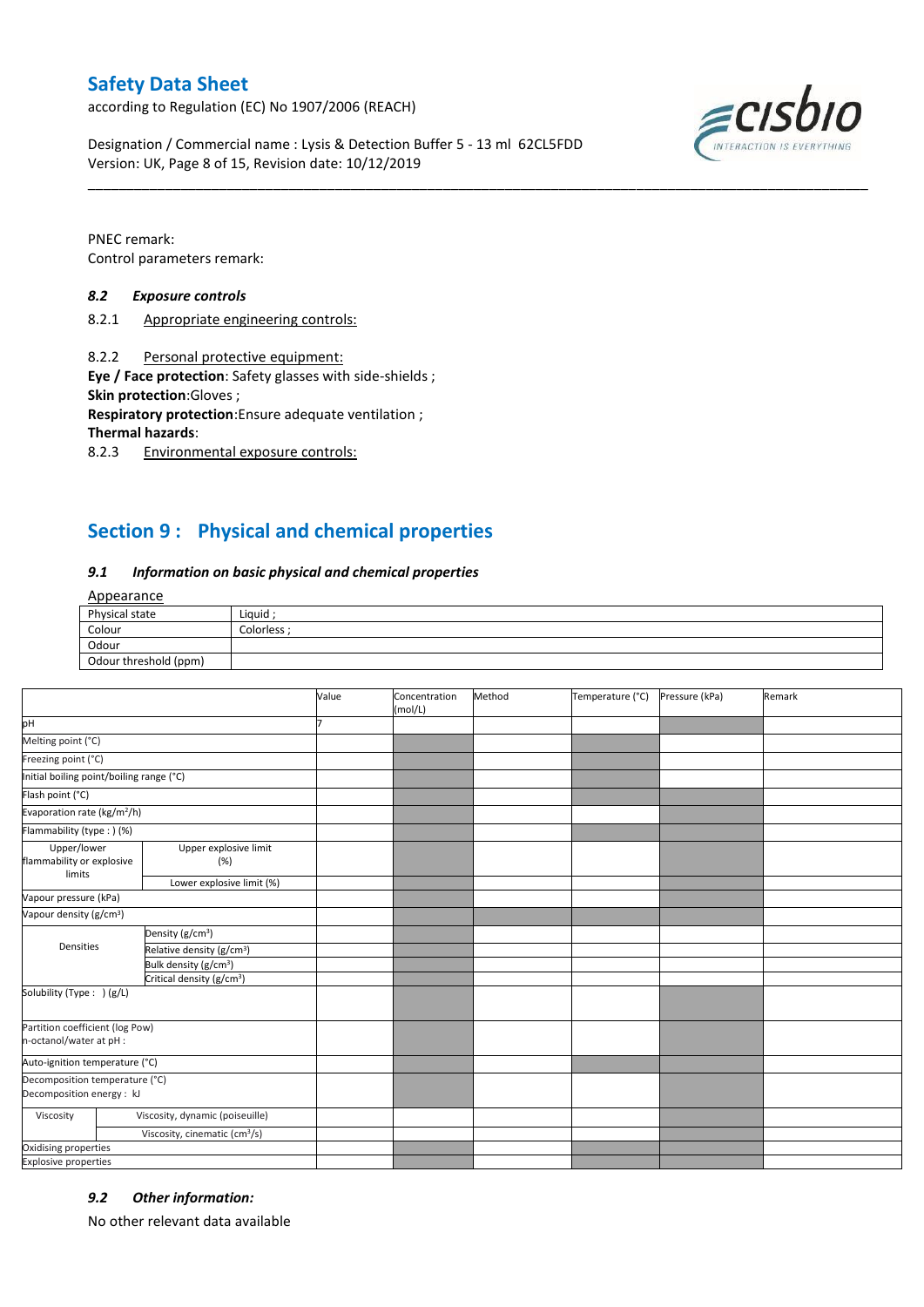PNEC remark:
Control parameters remark:

### 8.2 *Exposure controls*

8.2.1 Appropriate engineering controls:

8.2.2 Personal protective equipment:

**Eye / Face protection**: Safety glasses with side-shields ;
**Skin protection**:Gloves ;
**Respiratory protection**:Ensure adequate ventilation ;
**Thermal hazards**:

8.2.3 Environmental exposure controls:

## Section 9 : Physical and chemical properties

### 9.1 *Information on basic physical and chemical properties*

Appearance

| Physical state | Liquid ; |
|---|---|
| Colour | Colorless ; |
| Odour | |
| Odour threshold (ppm) | |

| | | Value | Concentration (mol/L) | Method | Temperature (°C) | Pressure (kPa) | Remark |
|---|---|---|---|---|---|---|---|
| pH | | 7 | | | | | |
| Melting point (°C) | | | | | | | |
| Freezing point (°C) | | | | | | | |
| Initial boiling point/boiling range (°C) | | | | | | | |
| Flash point (°C) | | | | | | | |
| Evaporation rate (kg/m²/h) | | | | | | | |
| Flammability (type : ) (%) | | | | | | | |
| Upper/lower flammability or explosive limits | Upper explosive limit (%) | | | | | | |
| | Lower explosive limit (%) | | | | | | |
| Vapour pressure (kPa) | | | | | | | |
| Vapour density (g/cm³) | | | | | | | |
| Densities | Density (g/cm³) | | | | | | |
| | Relative density (g/cm³) | | | | | | |
| | Bulk density (g/cm³) | | | | | | |
| | Critical density (g/cm³) | | | | | | |
| Solubility (Type : ) (g/L) | | | | | | | |
| Partition coefficient (log Pow) n-octanol/water at pH : | | | | | | | |
| Auto-ignition temperature (°C) | | | | | | | |
| Decomposition temperature (°C) Decomposition energy : kJ | | | | | | | |
| Viscosity | Viscosity, dynamic (poiseuille) | | | | | | |
| | Viscosity, cinematic (cm³/s) | | | | | | |
| Oxidising properties | | | | | | | |
| Explosive properties | | | | | | | |

### 9.2 *Other information:*

No other relevant data available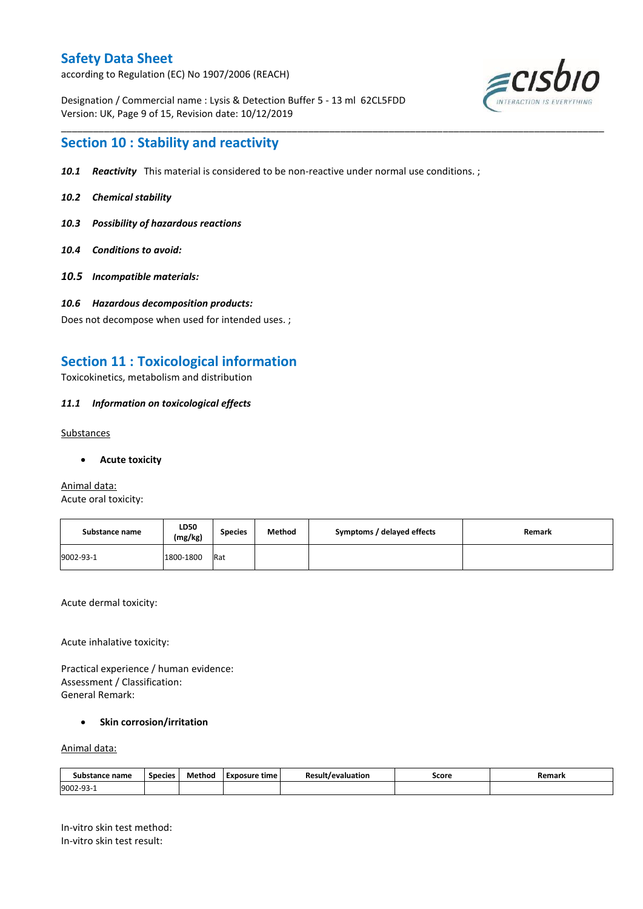## Section 10 : Stability and reactivity

***10.1 Reactivity*** This material is considered to be non-reactive under normal use conditions. ;

***10.2 Chemical stability***

***10.3 Possibility of hazardous reactions***

***10.4 Conditions to avoid:***

***10.5 Incompatible materials:***

***10.6 Hazardous decomposition products:***

Does not decompose when used for intended uses. ;

## Section 11 : Toxicological information

Toxicokinetics, metabolism and distribution

***11.1 Information on toxicological effects***

Substances

- **Acute toxicity**

Animal data:

Acute oral toxicity:

| Substance name | LD50 (mg/kg) | Species | Method | Symptoms / delayed effects | Remark |
|---|---|---|---|---|---|
| 9002-93-1 | 1800-1800 | Rat | | | |

Acute dermal toxicity:

Acute inhalative toxicity:

Practical experience / human evidence:
Assessment / Classification:
General Remark:

- **Skin corrosion/irritation**

Animal data:

| Substance name | Species | Method | Exposure time | Result/evaluation | Score | Remark |
|---|---|---|---|---|---|---|
| 9002-93-1 | | | | | | |

In-vitro skin test method:
In-vitro skin test result: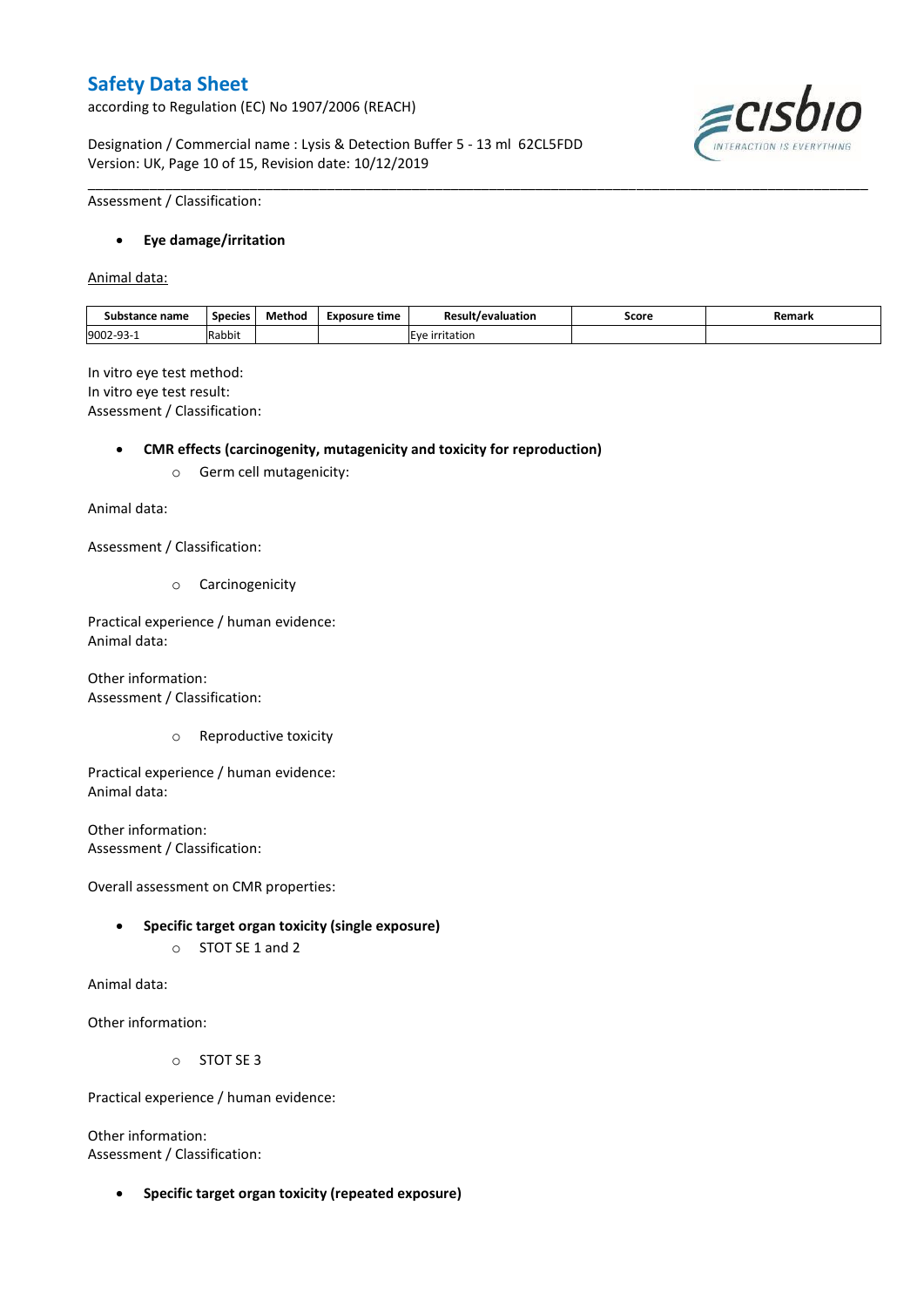Assessment / Classification:

- **Eye damage/irritation**

Animal data:

| Substance name | Species | Method | Exposure time | Result/evaluation | Score | Remark |
| --- | --- | --- | --- | --- | --- | --- |
| 9002-93-1 | Rabbit | | | Eye irritation | | |

In vitro eye test method:
In vitro eye test result:
Assessment / Classification:

- **CMR effects (carcinogenity, mutagenicity and toxicity for reproduction)**
  - Germ cell mutagenicity:

Animal data:

Assessment / Classification:

  - Carcinogenicity

Practical experience / human evidence:
Animal data:

Other information:
Assessment / Classification:

  - Reproductive toxicity

Practical experience / human evidence:
Animal data:

Other information:
Assessment / Classification:

Overall assessment on CMR properties:

- **Specific target organ toxicity (single exposure)**
  - STOT SE 1 and 2

Animal data:

Other information:

  - STOT SE 3

Practical experience / human evidence:

Other information:
Assessment / Classification:

- **Specific target organ toxicity (repeated exposure)**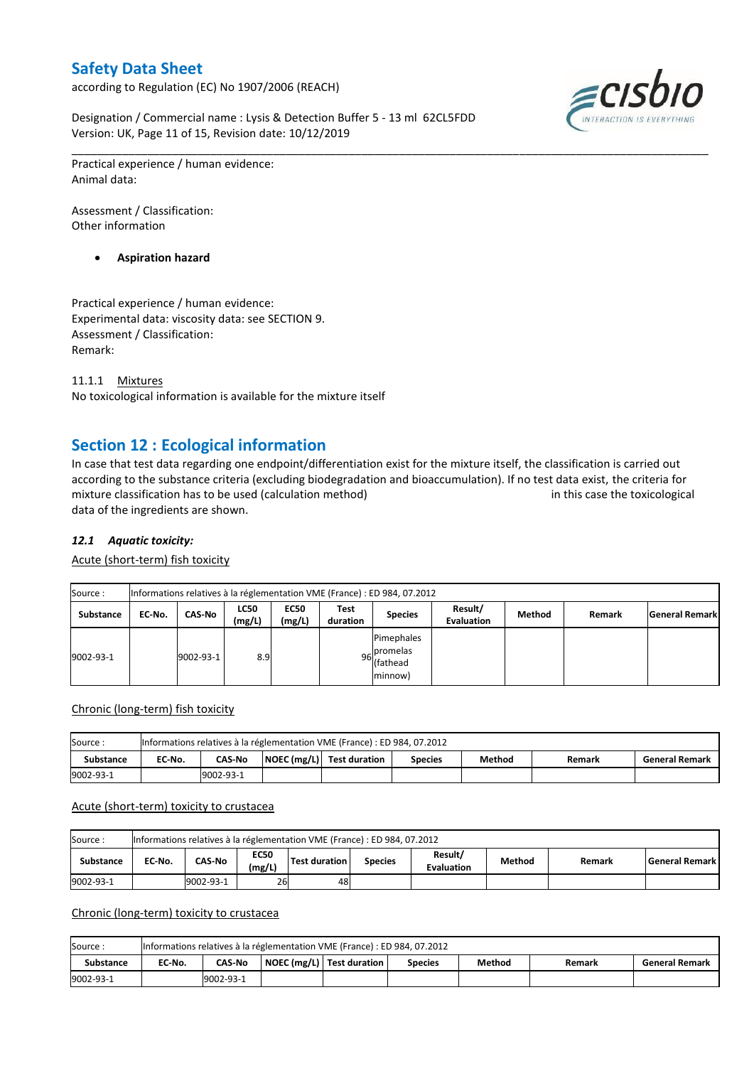Practical experience / human evidence:
Animal data:

Assessment / Classification:
Other information

- **Aspiration hazard**

Practical experience / human evidence:
Experimental data: viscosity data: see SECTION 9.
Assessment / Classification:
Remark:

11.1.1 Mixtures
No toxicological information is available for the mixture itself

# Section 12 : Ecological information

In case that test data regarding one endpoint/differentiation exist for the mixture itself, the classification is carried out according to the substance criteria (excluding biodegradation and bioaccumulation). If no test data exist, the criteria for mixture classification has to be used (calculation method) in this case the toxicological data of the ingredients are shown.

### *12.1 Aquatic toxicity:*

Acute (short-term) fish toxicity

| Source : | Informations relatives à la réglementation VME (France) : ED 984, 07.2012 | | | | | | | | | |
|---|---|---|---|---|---|---|---|---|---|---|
| **Substance** | **EC-No.** | **CAS-No** | **LC50 (mg/L)** | **EC50 (mg/L)** | **Test duration** | **Species** | **Result/ Evaluation** | **Method** | **Remark** | **General Remark** |
| 9002-93-1 | | 9002-93-1 | 8.9 | | 96 | Pimephales promelas (fathead minnow) | | | | |

Chronic (long-term) fish toxicity

| Source : | Informations relatives à la réglementation VME (France) : ED 984, 07.2012 | | | | | | | |
|---|---|---|---|---|---|---|---|---|
| **Substance** | **EC-No.** | **CAS-No** | **NOEC (mg/L)** | **Test duration** | **Species** | **Method** | **Remark** | **General Remark** |
| 9002-93-1 | | 9002-93-1 | | | | | | |

Acute (short-term) toxicity to crustacea

| Source : | Informations relatives à la réglementation VME (France) : ED 984, 07.2012 | | | | | | | | |
|---|---|---|---|---|---|---|---|---|---|
| **Substance** | **EC-No.** | **CAS-No** | **EC50 (mg/L)** | **Test duration** | **Species** | **Result/ Evaluation** | **Method** | **Remark** | **General Remark** |
| 9002-93-1 | | 9002-93-1 | 26 | 48 | | | | | |

Chronic (long-term) toxicity to crustacea

| Source : | Informations relatives à la réglementation VME (France) : ED 984, 07.2012 | | | | | | | |
|---|---|---|---|---|---|---|---|---|
| **Substance** | **EC-No.** | **CAS-No** | **NOEC (mg/L)** | **Test duration** | **Species** | **Method** | **Remark** | **General Remark** |
| 9002-93-1 | | 9002-93-1 | | | | | | |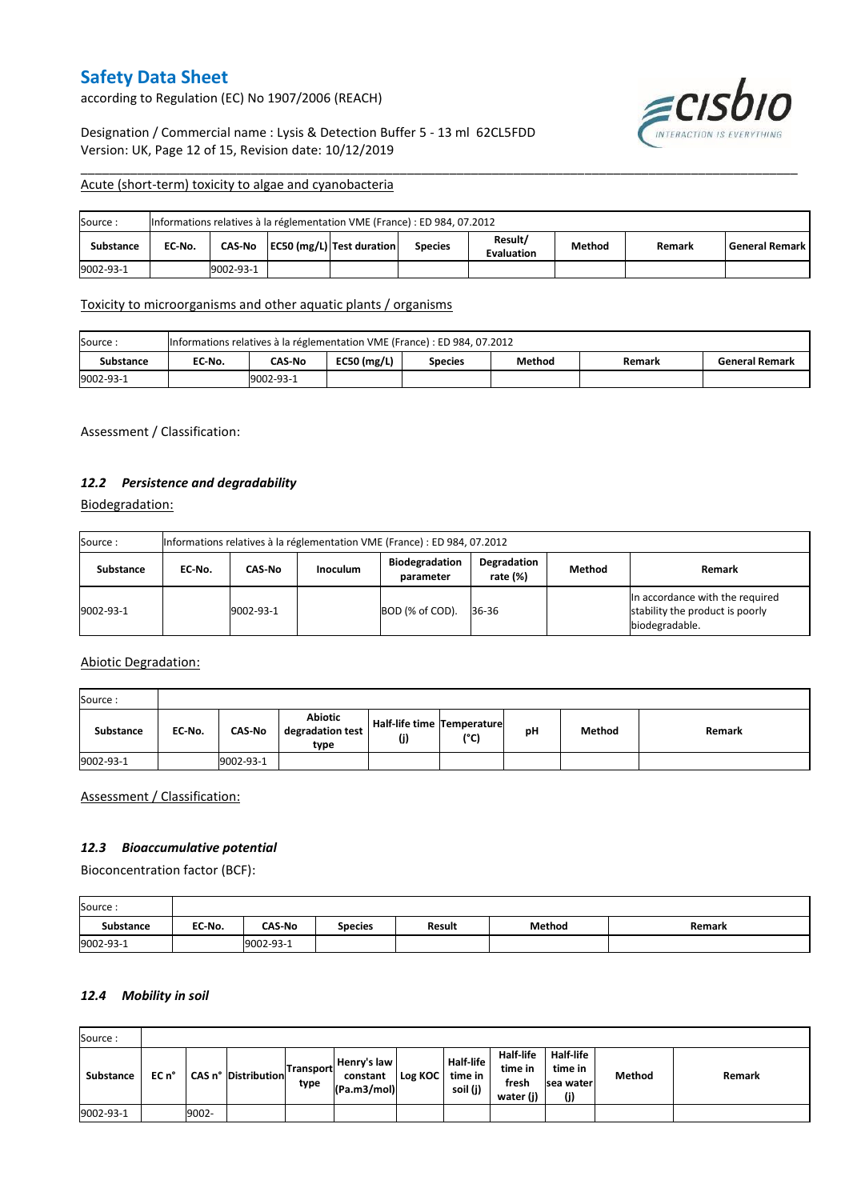Acute (short-term) toxicity to algae and cyanobacteria

| Source : | Informations relatives à la réglementation VME (France) : ED 984, 07.2012 | | | | | | | | |
|---|---|---|---|---|---|---|---|---|---|
| **Substance** | **EC-No.** | **CAS-No** | **EC50 (mg/L)** | **Test duration** | **Species** | **Result/ Evaluation** | **Method** | **Remark** | **General Remark** |
| 9002-93-1 | | 9002-93-1 | | | | | | | |

Toxicity to microorganisms and other aquatic plants / organisms

| Source : | Informations relatives à la réglementation VME (France) : ED 984, 07.2012 | | | | | | |
|---|---|---|---|---|---|---|---|
| **Substance** | **EC-No.** | **CAS-No** | **EC50 (mg/L)** | **Species** | **Method** | **Remark** | **General Remark** |
| 9002-93-1 | | 9002-93-1 | | | | | |

Assessment / Classification:

### *12.2 Persistence and degradability*

Biodegradation:

| Source : | Informations relatives à la réglementation VME (France) : ED 984, 07.2012 | | | | | | |
|---|---|---|---|---|---|---|---|
| **Substance** | **EC-No.** | **CAS-No** | **Inoculum** | **Biodegradation parameter** | **Degradation rate (%)** | **Method** | **Remark** |
| 9002-93-1 | | 9002-93-1 | | BOD (% of COD). | 36-36 | | In accordance with the required stability the product is poorly biodegradable. |

Abiotic Degradation:

| Source : | | | | | | | | |
|---|---|---|---|---|---|---|---|---|
| **Substance** | **EC-No.** | **CAS-No** | **Abiotic degradation test type** | **Half-life time (j)** | **Temperature (°C)** | **pH** | **Method** | **Remark** |
| 9002-93-1 | | 9002-93-1 | | | | | | |

Assessment / Classification:

### *12.3 Bioaccumulative potential*

Bioconcentration factor (BCF):

| Source : | | | | | | |
|---|---|---|---|---|---|---|
| **Substance** | **EC-No.** | **CAS-No** | **Species** | **Result** | **Method** | **Remark** |
| 9002-93-1 | | 9002-93-1 | | | | |

### *12.4 Mobility in soil*

| Source : | | | | | | | | | | | |
|---|---|---|---|---|---|---|---|---|---|---|---|
| **Substance** | **EC n°** | **CAS n°** | **Distribution** | **Transport type** | **Henry's law constant (Pa.m3/mol)** | **Log KOC** | **Half-life time in soil (j)** | **Half-life time in fresh water (j)** | **Half-life time in sea water (j)** | **Method** | **Remark** |
| 9002-93-1 | | 9002- | | | | | | | | | |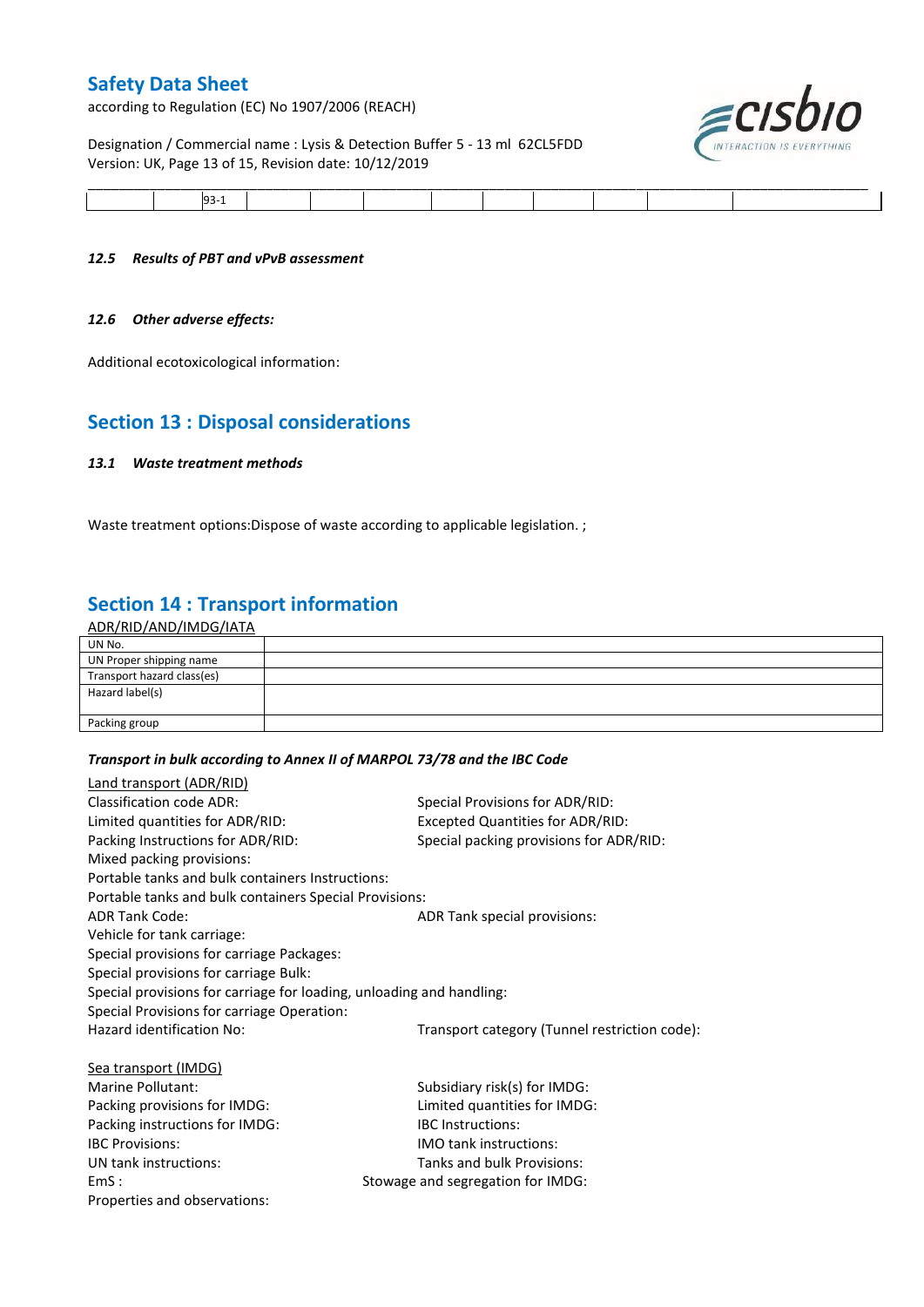| | 93-1 | | | | | | | | | |
|---|---|---|---|---|---|---|---|---|---|---|

### *12.5 Results of PBT and vPvB assessment*

### *12.6 Other adverse effects:*

Additional ecotoxicological information:

## Section 13 : Disposal considerations

### *13.1 Waste treatment methods*

Waste treatment options:Dispose of waste according to applicable legislation. ;

## Section 14 : Transport information

ADR/RID/AND/IMDG/IATA

| UN No. | |
|---|---|
| UN Proper shipping name | |
| Transport hazard class(es) | |
| Hazard label(s) | |
| Packing group | |

***Transport in bulk according to Annex II of MARPOL 73/78 and the IBC Code***

Land transport (ADR/RID)

Classification code ADR:

Special Provisions for ADR/RID:

Limited quantities for ADR/RID:

Excepted Quantities for ADR/RID:

Packing Instructions for ADR/RID:

Special packing provisions for ADR/RID:

Mixed packing provisions:

Portable tanks and bulk containers Instructions:

Portable tanks and bulk containers Special Provisions:

ADR Tank Code:

ADR Tank special provisions:

Vehicle for tank carriage:

Special provisions for carriage Packages:

Special provisions for carriage Bulk:

Special provisions for carriage for loading, unloading and handling:

Special Provisions for carriage Operation:

Hazard identification No:

Transport category (Tunnel restriction code):

Sea transport (IMDG)

Marine Pollutant:

Subsidiary risk(s) for IMDG:

Packing provisions for IMDG:

Limited quantities for IMDG:

Packing instructions for IMDG:

IBC Instructions:

IBC Provisions:

IMO tank instructions:

UN tank instructions:

Tanks and bulk Provisions:

EmS :

Stowage and segregation for IMDG:

Properties and observations: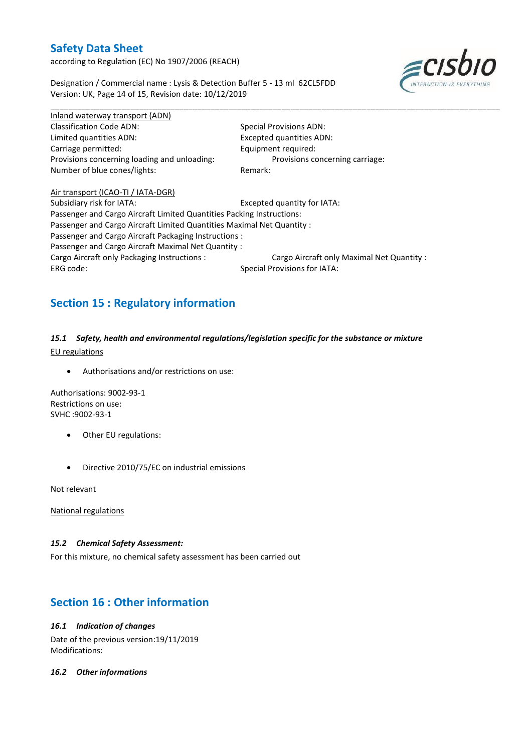Inland waterway transport (ADN)

Classification Code ADN: Special Provisions ADN:
Limited quantities ADN: Excepted quantities ADN:
Carriage permitted: Equipment required:
Provisions concerning loading and unloading: Provisions concerning carriage:
Number of blue cones/lights: Remark:

Air transport (ICAO-TI / IATA-DGR)

Subsidiary risk for IATA: Excepted quantity for IATA:
Passenger and Cargo Aircraft Limited Quantities Packing Instructions:
Passenger and Cargo Aircraft Limited Quantities Maximal Net Quantity :
Passenger and Cargo Aircraft Packaging Instructions :
Passenger and Cargo Aircraft Maximal Net Quantity :
Cargo Aircraft only Packaging Instructions : Cargo Aircraft only Maximal Net Quantity :
ERG code: Special Provisions for IATA:

## Section 15 : Regulatory information

### *15.1 Safety, health and environmental regulations/legislation specific for the substance or mixture*

EU regulations

- Authorisations and/or restrictions on use:

Authorisations: 9002-93-1
Restrictions on use:
SVHC :9002-93-1

- Other EU regulations:

- Directive 2010/75/EC on industrial emissions

Not relevant

National regulations

### *15.2 Chemical Safety Assessment:*

For this mixture, no chemical safety assessment has been carried out

## Section 16 : Other information

### *16.1 Indication of changes*

Date of the previous version:19/11/2019
Modifications:

### *16.2 Other informations*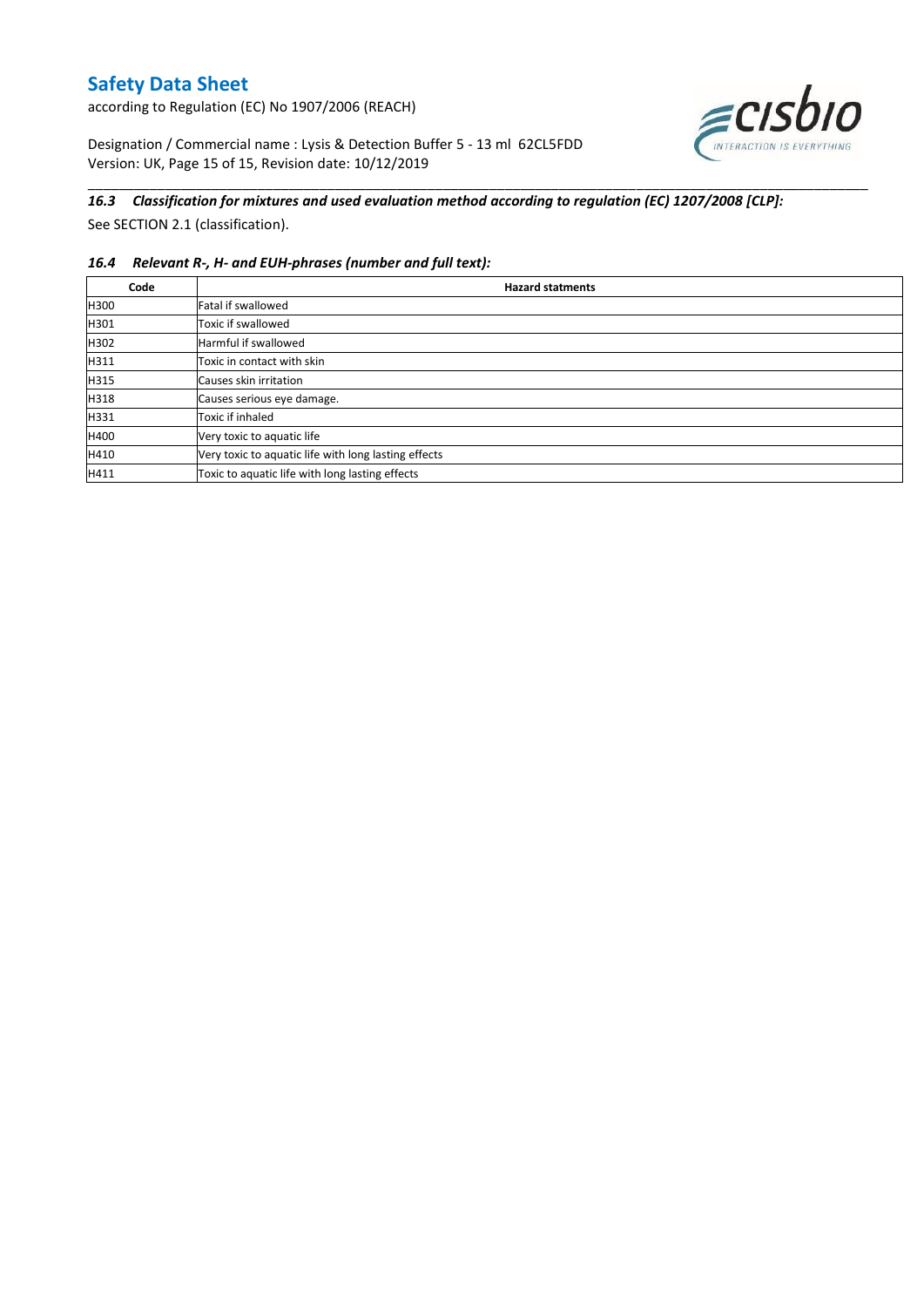### *16.3 Classification for mixtures and used evaluation method according to regulation (EC) 1207/2008 [CLP]:*

See SECTION 2.1 (classification).

### *16.4 Relevant R-, H- and EUH-phrases (number and full text):*

| Code | Hazard statments |
|---|---|
| H300 | Fatal if swallowed |
| H301 | Toxic if swallowed |
| H302 | Harmful if swallowed |
| H311 | Toxic in contact with skin |
| H315 | Causes skin irritation |
| H318 | Causes serious eye damage. |
| H331 | Toxic if inhaled |
| H400 | Very toxic to aquatic life |
| H410 | Very toxic to aquatic life with long lasting effects |
| H411 | Toxic to aquatic life with long lasting effects |